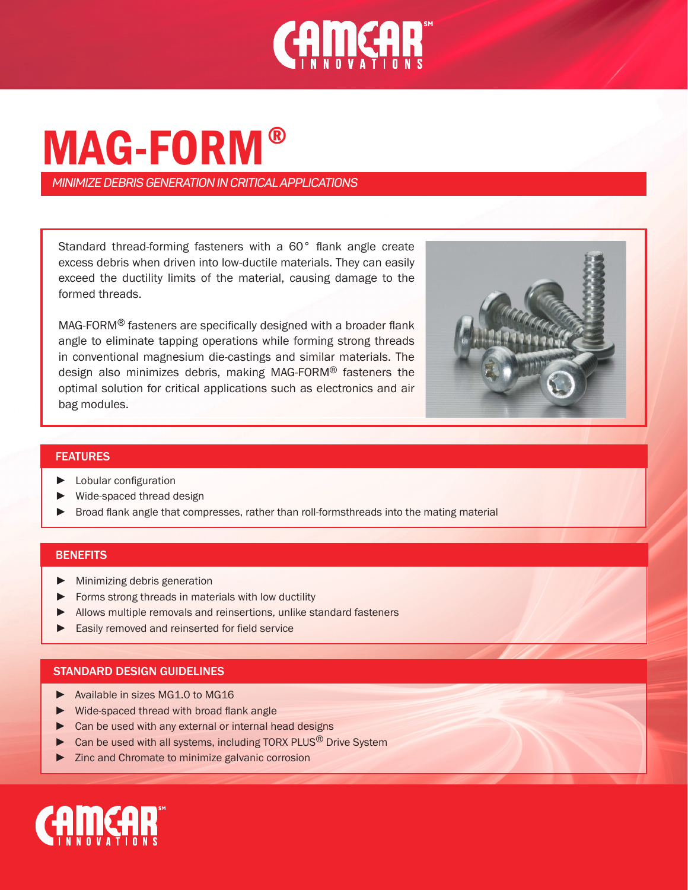# MAG-FORM®

*MINIMIZE DEBRIS GENERATION IN CRITICAL APPLICATIONS*

Standard thread-forming fasteners with a 60° flank angle create excess debris when driven into low-ductile materials. They can easily exceed the ductility limits of the material, causing damage to the formed threads.

MAG-FORM® fasteners are specifically designed with a broader flank angle to eliminate tapping operations while forming strong threads in conventional magnesium die-castings and similar materials. The design also minimizes debris, making MAG-FORM® fasteners the optimal solution for critical applications such as electronics and air bag modules.

## FEATURES

- Lobular configuration
- Wide-spaced thread design
- Broad flank angle that compresses, rather than roll-formsthreads into the mating material

## BENEFITS

- Minimizing debris generation
- Forms strong threads in materials with low ductility
- Allows multiple removals and reinsertions, unlike standard fasteners
- Easily removed and reinserted for field service

## STANDARD DESIGN GUIDELINES

- Available in sizes MG1.0 to MG16
- Wide-spaced thread with broad flank angle
- Can be used with any external or internal head designs
- Can be used with all systems, including TORX PLUS® Drive System
- Zinc and Chromate to minimize galvanic corrosion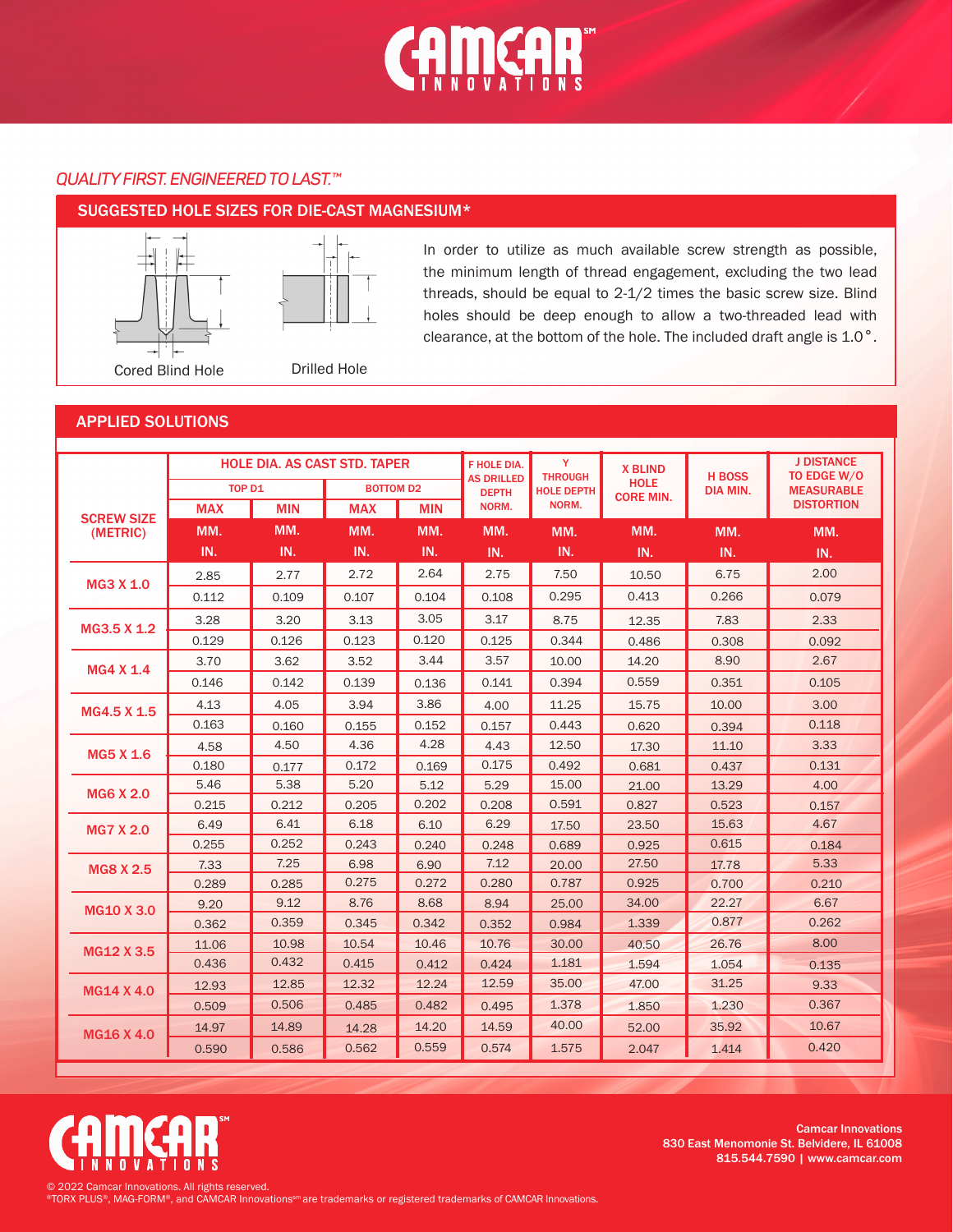*QUALITY FIRST. ENGINEERED TO LAST.™*

## SUGGESTED HOLE SIZES FOR DIE-CAST MAGNESIUM*

Cored Blind Hole

Drilled Hole

In order to utilize as much available screw strength as possible, the minimum length of thread engagement, excluding the two lead threads, should be equal to 2-1/2 times the basic screw size. Blind holes should be deep enough to allow a two-threaded lead with clearance, at the bottom of the hole. The included draft angle is 1.0°.

## APPLIED SOLUTIONS

| SCREW SIZE (METRIC) | HOLE DIA. AS CAST STD. TAPER | | | | F HOLE DIA. AS DRILLED DEPTH NORM. | Y THROUGH HOLE DEPTH NORM. | X BLIND HOLE CORE MIN. | H BOSS DIA MIN. | J DISTANCE TO EDGE W/O MEASURABLE DISTORTION |
|---|---|---|---|---|---|---|---|---|---|
| | TOP D1 | | BOTTOM D2 | | | | | | |
| | MAX | MIN | MAX | MIN | | | | | |
| | MM. / IN. | MM. / IN. | MM. / IN. | MM. / IN. | MM. / IN. | MM. / IN. | MM. / IN. | MM. / IN. | MM. / IN. |
| MG3 X 1.0 | 2.85 | 2.77 | 2.72 | 2.64 | 2.75 | 7.50 | 10.50 | 6.75 | 2.00 |
| | 0.112 | 0.109 | 0.107 | 0.104 | 0.108 | 0.295 | 0.413 | 0.266 | 0.079 |
| MG3.5 X 1.2 | 3.28 | 3.20 | 3.13 | 3.05 | 3.17 | 8.75 | 12.35 | 7.83 | 2.33 |
| | 0.129 | 0.126 | 0.123 | 0.120 | 0.125 | 0.344 | 0.486 | 0.308 | 0.092 |
| MG4 X 1.4 | 3.70 | 3.62 | 3.52 | 3.44 | 3.57 | 10.00 | 14.20 | 8.90 | 2.67 |
| | 0.146 | 0.142 | 0.139 | 0.136 | 0.141 | 0.394 | 0.559 | 0.351 | 0.105 |
| MG4.5 X 1.5 | 4.13 | 4.05 | 3.94 | 3.86 | 4.00 | 11.25 | 15.75 | 10.00 | 3.00 |
| | 0.163 | 0.160 | 0.155 | 0.152 | 0.157 | 0.443 | 0.620 | 0.394 | 0.118 |
| MG5 X 1.6 | 4.58 | 4.50 | 4.36 | 4.28 | 4.43 | 12.50 | 17.30 | 11.10 | 3.33 |
| | 0.180 | 0.177 | 0.172 | 0.169 | 0.175 | 0.492 | 0.681 | 0.437 | 0.131 |
| MG6 X 2.0 | 5.46 | 5.38 | 5.20 | 5.12 | 5.29 | 15.00 | 21.00 | 13.29 | 4.00 |
| | 0.215 | 0.212 | 0.205 | 0.202 | 0.208 | 0.591 | 0.827 | 0.523 | 0.157 |
| MG7 X 2.0 | 6.49 | 6.41 | 6.18 | 6.10 | 6.29 | 17.50 | 23.50 | 15.63 | 4.67 |
| | 0.255 | 0.252 | 0.243 | 0.240 | 0.248 | 0.689 | 0.925 | 0.615 | 0.184 |
| MG8 X 2.5 | 7.33 | 7.25 | 6.98 | 6.90 | 7.12 | 20.00 | 27.50 | 17.78 | 5.33 |
| | 0.289 | 0.285 | 0.275 | 0.272 | 0.280 | 0.787 | 0.925 | 0.700 | 0.210 |
| MG10 X 3.0 | 9.20 | 9.12 | 8.76 | 8.68 | 8.94 | 25.00 | 34.00 | 22.27 | 6.67 |
| | 0.362 | 0.359 | 0.345 | 0.342 | 0.352 | 0.984 | 1.339 | 0.877 | 0.262 |
| MG12 X 3.5 | 11.06 | 10.98 | 10.54 | 10.46 | 10.76 | 30.00 | 40.50 | 26.76 | 8.00 |
| | 0.436 | 0.432 | 0.415 | 0.412 | 0.424 | 1.181 | 1.594 | 1.054 | 0.135 |
| MG14 X 4.0 | 12.93 | 12.85 | 12.32 | 12.24 | 12.59 | 35.00 | 47.00 | 31.25 | 9.33 |
| | 0.509 | 0.506 | 0.485 | 0.482 | 0.495 | 1.378 | 1.850 | 1.230 | 0.367 |
| MG16 X 4.0 | 14.97 | 14.89 | 14.28 | 14.20 | 14.59 | 40.00 | 52.00 | 35.92 | 10.67 |
| | 0.590 | 0.586 | 0.562 | 0.559 | 0.574 | 1.575 | 2.047 | 1.414 | 0.420 |

**Camcar Innovations**
**830 East Menomonie St. Belvidere, IL 61008**
**815.544.7590 | www.camcar.com**

© 2022 Camcar Innovations. All rights reserved.
®TORX PLUS®, MAG-FORM®, and CAMCAR Innovations℠ are trademarks or registered trademarks of CAMCAR Innovations.